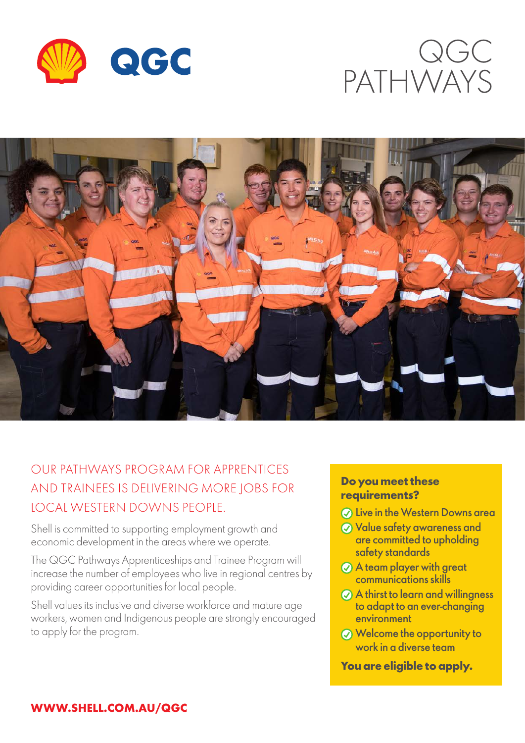# QGC PATHWAYS

## OUR PATHWAYS PROGRAM FOR APPRENTICES AND TRAINEES IS DELIVERING MORE JOBS FOR LOCAL WESTERN DOWNS PEOPLE.

Shell is committed to supporting employment growth and economic development in the areas where we operate.

The QGC Pathways Apprenticeships and Trainee Program will increase the number of employees who live in regional centres by providing career opportunities for local people.

Shell values its inclusive and diverse workforce and mature age workers, women and Indigenous people are strongly encouraged to apply for the program.

**Do you meet these requirements?**

- Live in the Western Downs area
- Value safety awareness and are committed to upholding safety standards
- A team player with great communications skills
- A thirst to learn and willingness to adapt to an ever-changing environment
- Welcome the opportunity to work in a diverse team

**You are eligible to apply.**

**WWW.SHELL.COM.AU/QGC**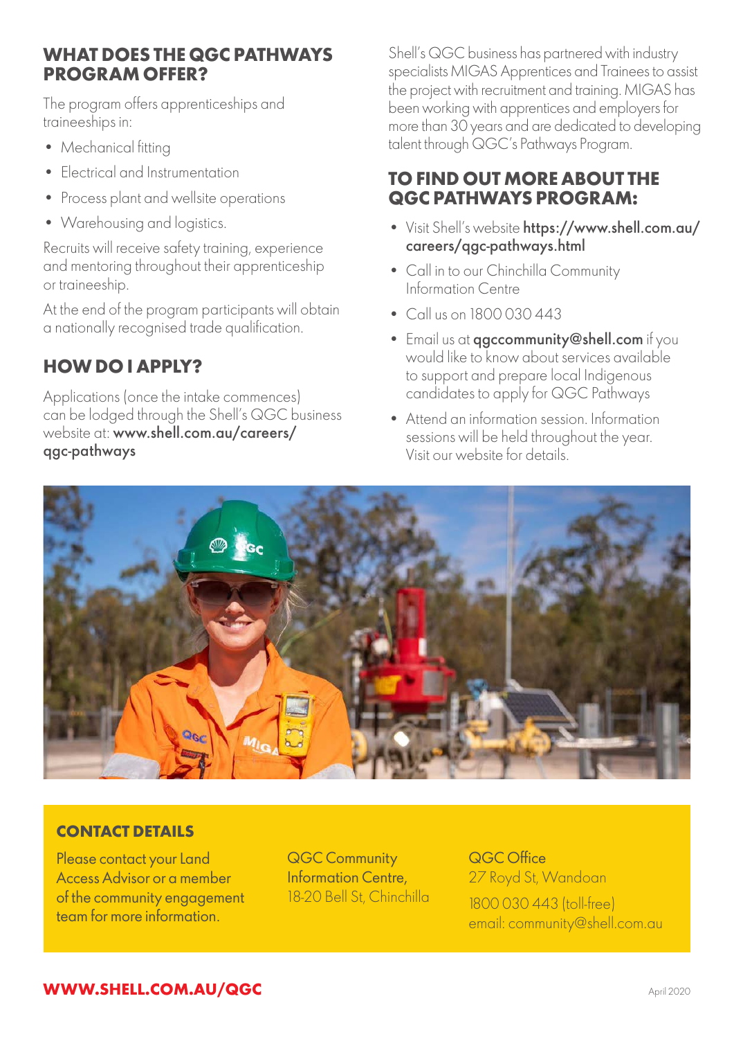## WHAT DOES THE QGC PATHWAYS PROGRAM OFFER?

The program offers apprenticeships and traineeships in:

- Mechanical fitting
- Electrical and Instrumentation
- Process plant and wellsite operations
- Warehousing and logistics.

Recruits will receive safety training, experience and mentoring throughout their apprenticeship or traineeship.

At the end of the program participants will obtain a nationally recognised trade qualification.

## HOW DO I APPLY?

Applications (once the intake commences) can be lodged through the Shell's QGC business website at: **www.shell.com.au/careers/qgc-pathways**

Shell's QGC business has partnered with industry specialists MIGAS Apprentices and Trainees to assist the project with recruitment and training. MIGAS has been working with apprentices and employers for more than 30 years and are dedicated to developing talent through QGC's Pathways Program.

## TO FIND OUT MORE ABOUT THE QGC PATHWAYS PROGRAM:

- Visit Shell's website **https://www.shell.com.au/careers/qgc-pathways.html**
- Call in to our Chinchilla Community Information Centre
- Call us on 1800 030 443
- Email us at **qgccommunity@shell.com** if you would like to know about services available to support and prepare local Indigenous candidates to apply for QGC Pathways
- Attend an information session. Information sessions will be held throughout the year. Visit our website for details.

## CONTACT DETAILS

Please contact your Land Access Advisor or a member of the community engagement team for more information.

QGC Community Information Centre,
18-20 Bell St, Chinchilla

QGC Office
27 Royd St, Wandoan
1800 030 443 (toll-free)
email: community@shell.com.au

**WWW.SHELL.COM.AU/QGC**

April 2020